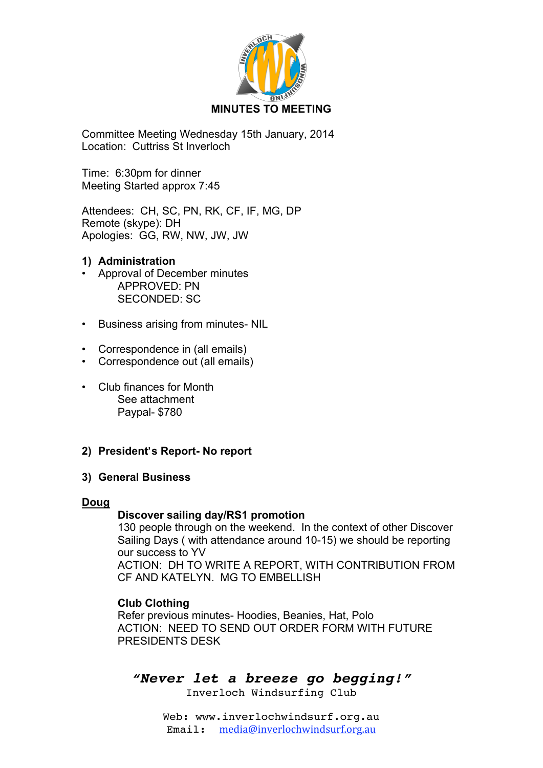# MINUTES TO MEETING

Committee Meeting Wednesday 15th January, 2014
Location: Cuttriss St Inverloch

Time: 6:30pm for dinner
Meeting Started approx 7:45

Attendees: CH, SC, PN, RK, CF, IF, MG, DP
Remote (skype): DH
Apologies: GG, RW, NW, JW, JW

## 1) Administration

- Approval of December minutes
  APPROVED: PN
  SECONDED: SC

- Business arising from minutes- NIL

- Correspondence in (all emails)
- Correspondence out (all emails)

- Club finances for Month
  See attachment
  Paypal- $780

## 2) President's Report- No report

## 3) General Business

**Doug**

**Discover sailing day/RS1 promotion**
130 people through on the weekend. In the context of other Discover Sailing Days ( with attendance around 10-15) we should be reporting our success to YV
ACTION: DH TO WRITE A REPORT, WITH CONTRIBUTION FROM CF AND KATELYN. MG TO EMBELLISH

**Club Clothing**
Refer previous minutes- Hoodies, Beanies, Hat, Polo
ACTION: NEED TO SEND OUT ORDER FORM WITH FUTURE PRESIDENTS DESK

***"Never let a breeze go begging!"***
Inverloch Windsurfing Club

Web: www.inverlochwindsurf.org.au
Email: media@inverlochwindsurf.org.au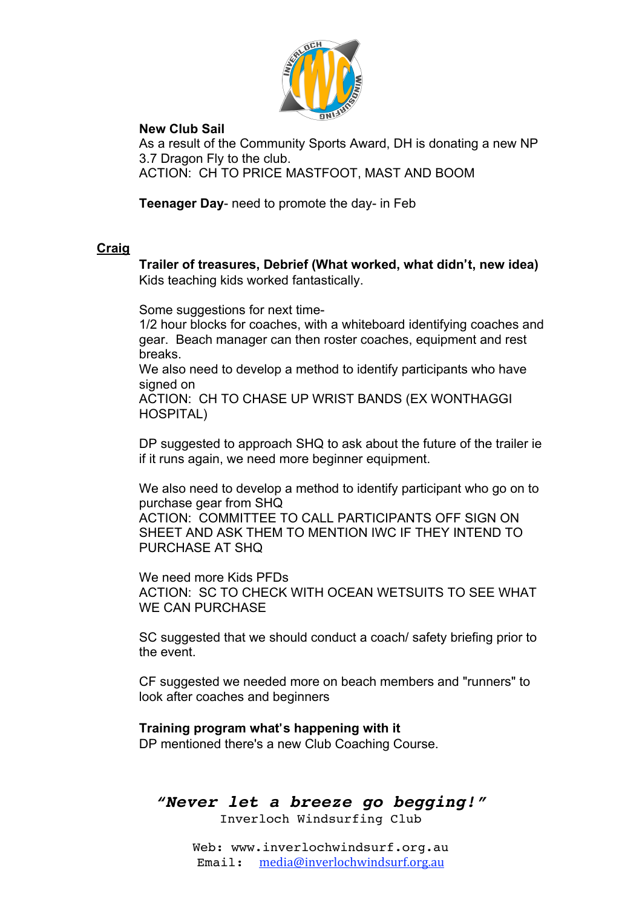**New Club Sail**
As a result of the Community Sports Award, DH is donating a new NP 3.7 Dragon Fly to the club.
ACTION: CH TO PRICE MASTFOOT, MAST AND BOOM

**Teenager Day**- need to promote the day- in Feb

**Craig**

**Trailer of treasures, Debrief (What worked, what didn't, new idea)**
Kids teaching kids worked fantastically.

Some suggestions for next time-
1/2 hour blocks for coaches, with a whiteboard identifying coaches and gear. Beach manager can then roster coaches, equipment and rest breaks.
We also need to develop a method to identify participants who have signed on
ACTION: CH TO CHASE UP WRIST BANDS (EX WONTHAGGI HOSPITAL)

DP suggested to approach SHQ to ask about the future of the trailer ie if it runs again, we need more beginner equipment.

We also need to develop a method to identify participant who go on to purchase gear from SHQ
ACTION: COMMITTEE TO CALL PARTICIPANTS OFF SIGN ON SHEET AND ASK THEM TO MENTION IWC IF THEY INTEND TO PURCHASE AT SHQ

We need more Kids PFDs
ACTION: SC TO CHECK WITH OCEAN WETSUITS TO SEE WHAT WE CAN PURCHASE

SC suggested that we should conduct a coach/ safety briefing prior to the event.

CF suggested we needed more on beach members and "runners" to look after coaches and beginners

**Training program what's happening with it**
DP mentioned there's a new Club Coaching Course.

***"Never let a breeze go begging!"***
Inverloch Windsurfing Club

Web: www.inverlochwindsurf.org.au
Email: media@inverlochwindsurf.org.au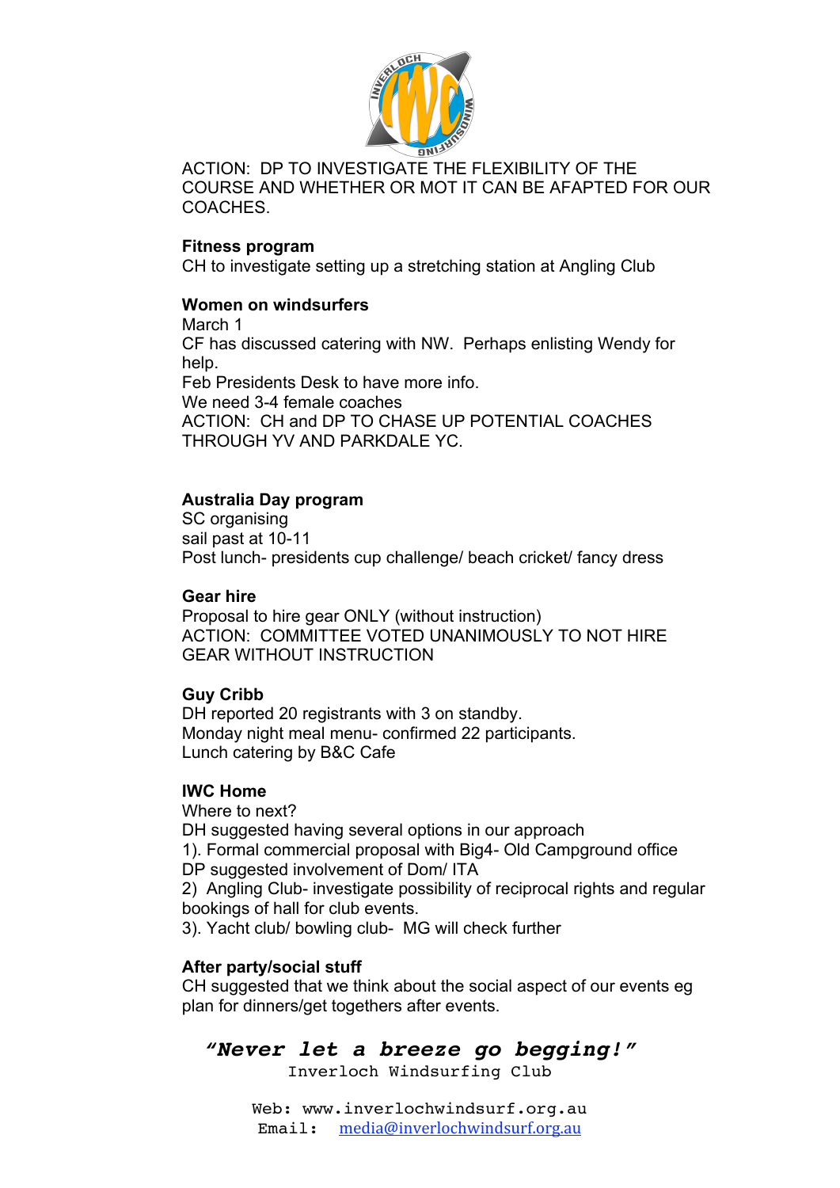ACTION: DP TO INVESTIGATE THE FLEXIBILITY OF THE COURSE AND WHETHER OR MOT IT CAN BE AFAPTED FOR OUR COACHES.

**Fitness program**
CH to investigate setting up a stretching station at Angling Club

**Women on windsurfers**
March 1
CF has discussed catering with NW. Perhaps enlisting Wendy for help.
Feb Presidents Desk to have more info.
We need 3-4 female coaches
ACTION: CH and DP TO CHASE UP POTENTIAL COACHES THROUGH YV AND PARKDALE YC.

**Australia Day program**
SC organising
sail past at 10-11
Post lunch- presidents cup challenge/ beach cricket/ fancy dress

**Gear hire**
Proposal to hire gear ONLY (without instruction)
ACTION: COMMITTEE VOTED UNANIMOUSLY TO NOT HIRE GEAR WITHOUT INSTRUCTION

**Guy Cribb**
DH reported 20 registrants with 3 on standby.
Monday night meal menu- confirmed 22 participants.
Lunch catering by B&C Cafe

**IWC Home**
Where to next?
DH suggested having several options in our approach
1). Formal commercial proposal with Big4- Old Campground office
DP suggested involvement of Dom/ ITA
2) Angling Club- investigate possibility of reciprocal rights and regular bookings of hall for club events.
3). Yacht club/ bowling club- MG will check further

**After party/social stuff**
CH suggested that we think about the social aspect of our events eg plan for dinners/get togethers after events.

***"Never let a breeze go begging!"***
Inverloch Windsurfing Club

Web: www.inverlochwindsurf.org.au
Email: media@inverlochwindsurf.org.au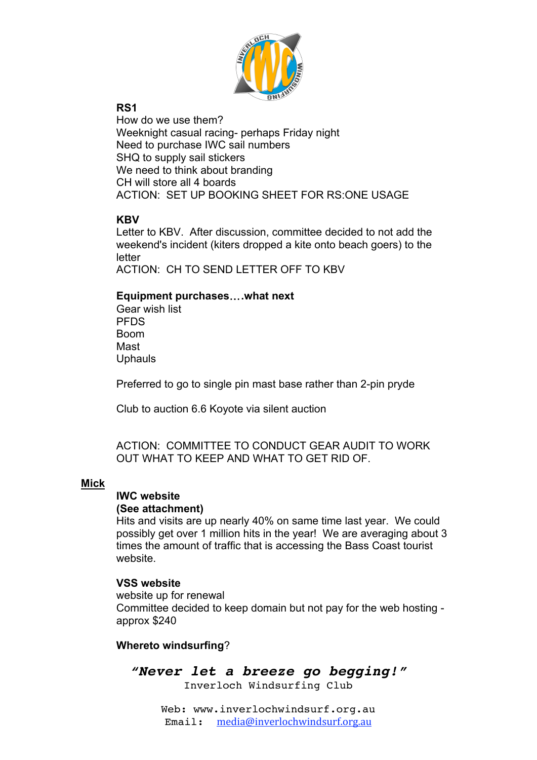**RS1**
How do we use them?
Weeknight casual racing- perhaps Friday night
Need to purchase IWC sail numbers
SHQ to supply sail stickers
We need to think about branding
CH will store all 4 boards
ACTION: SET UP BOOKING SHEET FOR RS:ONE USAGE

**KBV**
Letter to KBV. After discussion, committee decided to not add the weekend's incident (kiters dropped a kite onto beach goers) to the letter
ACTION: CH TO SEND LETTER OFF TO KBV

**Equipment purchases….what next**
Gear wish list
PFDS
Boom
Mast
Uphauls

Preferred to go to single pin mast base rather than 2-pin pryde

Club to auction 6.6 Koyote via silent auction

ACTION: COMMITTEE TO CONDUCT GEAR AUDIT TO WORK OUT WHAT TO KEEP AND WHAT TO GET RID OF.

**Mick**

**IWC website**
**(See attachment)**
Hits and visits are up nearly 40% on same time last year. We could possibly get over 1 million hits in the year! We are averaging about 3 times the amount of traffic that is accessing the Bass Coast tourist website.

**VSS website**
website up for renewal
Committee decided to keep domain but not pay for the web hosting - approx $240

**Whereto windsurfing**?

***"Never let a breeze go begging!"***
Inverloch Windsurfing Club

Web: www.inverlochwindsurf.org.au
Email: media@inverlochwindsurf.org.au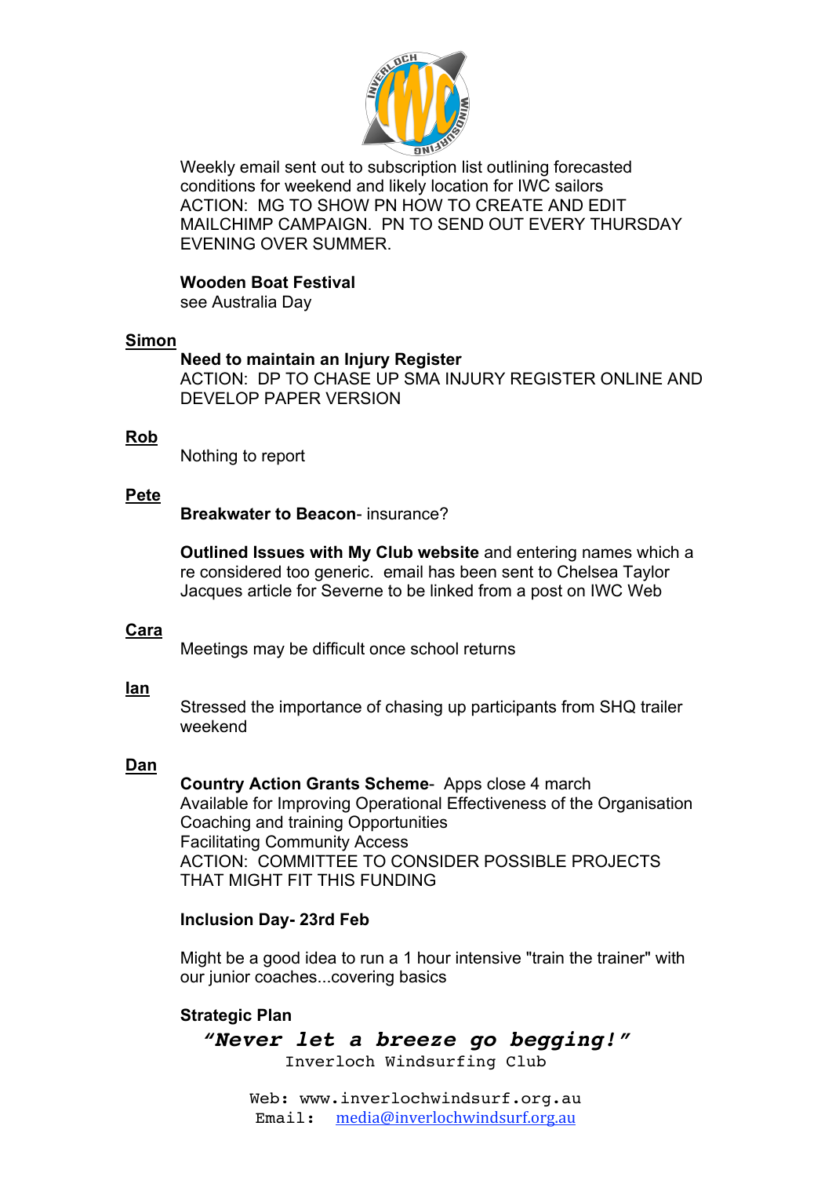Weekly email sent out to subscription list outlining forecasted conditions for weekend and likely location for IWC sailors
ACTION: MG TO SHOW PN HOW TO CREATE AND EDIT MAILCHIMP CAMPAIGN. PN TO SEND OUT EVERY THURSDAY EVENING OVER SUMMER.

**Wooden Boat Festival**
see Australia Day

**Simon**

**Need to maintain an Injury Register**
ACTION: DP TO CHASE UP SMA INJURY REGISTER ONLINE AND DEVELOP PAPER VERSION

**Rob**

Nothing to report

**Pete**

**Breakwater to Beacon**- insurance?

**Outlined Issues with My Club website** and entering names which a re considered too generic. email has been sent to Chelsea Taylor Jacques article for Severne to be linked from a post on IWC Web

**Cara**

Meetings may be difficult once school returns

**Ian**

Stressed the importance of chasing up participants from SHQ trailer weekend

**Dan**

**Country Action Grants Scheme**- Apps close 4 march
Available for Improving Operational Effectiveness of the Organisation
Coaching and training Opportunities
Facilitating Community Access
ACTION: COMMITTEE TO CONSIDER POSSIBLE PROJECTS THAT MIGHT FIT THIS FUNDING

**Inclusion Day- 23rd Feb**

Might be a good idea to run a 1 hour intensive "train the trainer" with our junior coaches...covering basics

**Strategic Plan**

***"Never let a breeze go begging!"***
Inverloch Windsurfing Club

Web: www.inverlochwindsurf.org.au
Email: media@inverlochwindsurf.org.au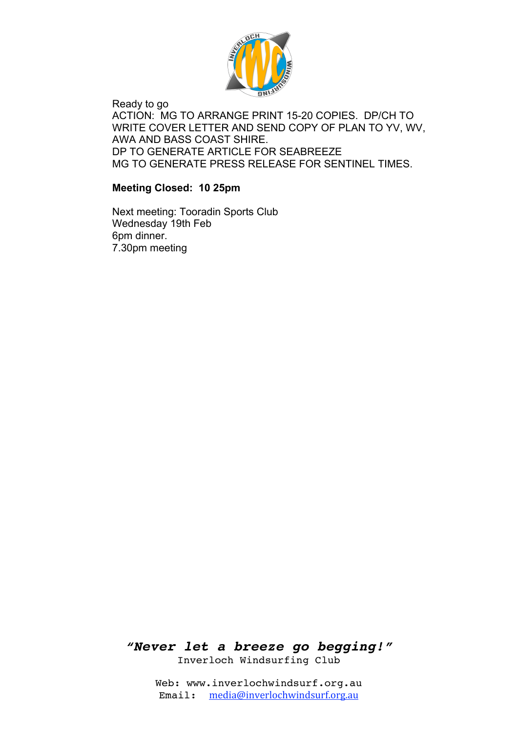Ready to go
ACTION: MG TO ARRANGE PRINT 15-20 COPIES. DP/CH TO WRITE COVER LETTER AND SEND COPY OF PLAN TO YV, WV, AWA AND BASS COAST SHIRE.
DP TO GENERATE ARTICLE FOR SEABREEZE
MG TO GENERATE PRESS RELEASE FOR SENTINEL TIMES.

**Meeting Closed: 10 25pm**

Next meeting: Tooradin Sports Club
Wednesday 19th Feb
6pm dinner.
7.30pm meeting

***"Never let a breeze go begging!"***
Inverloch Windsurfing Club

Web: www.inverlochwindsurf.org.au
Email: media@inverlochwindsurf.org.au